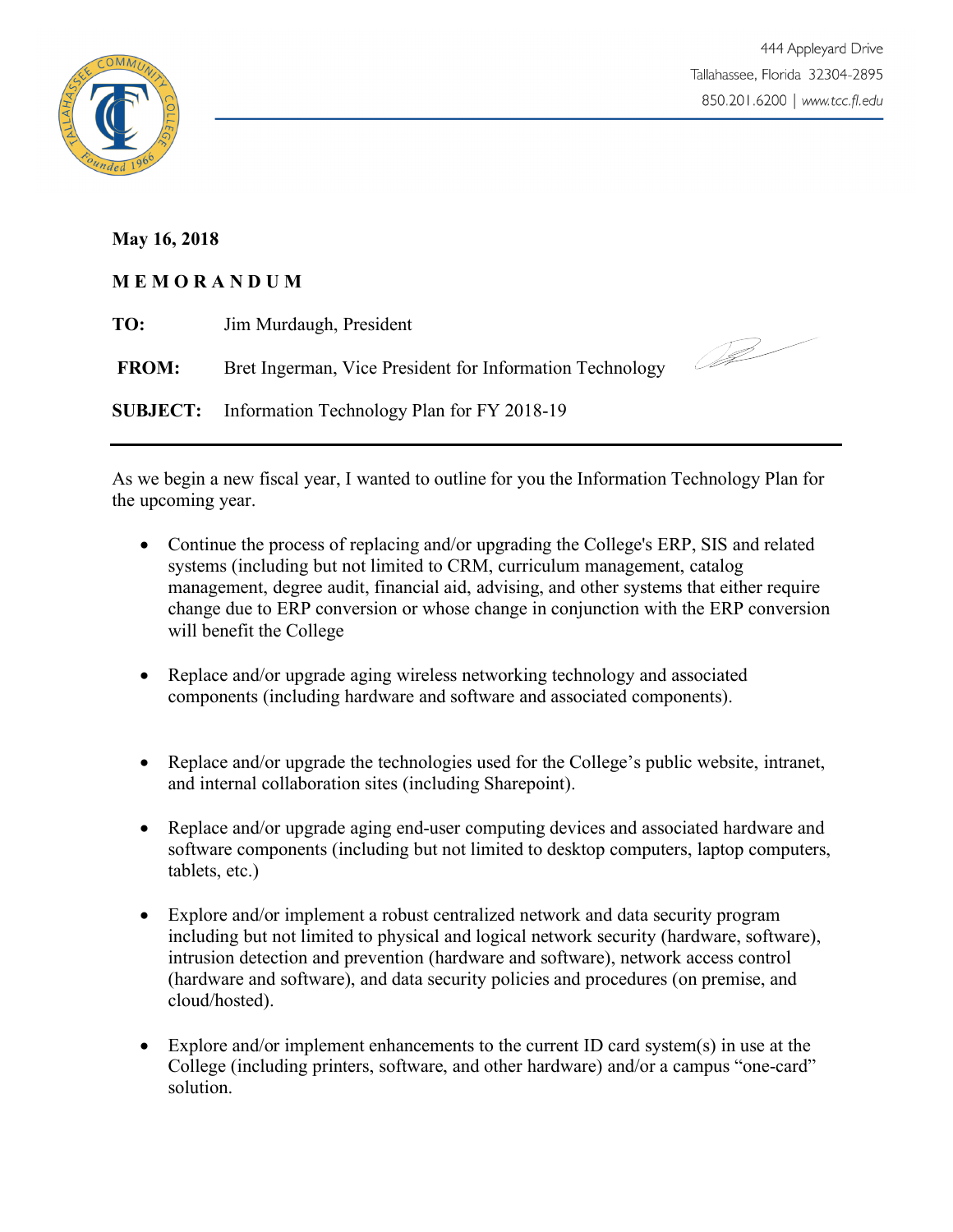444 Appleyard Drive
Tallahassee, Florida 32304-2895
850.201.6200 | www.tcc.fl.edu

**May 16, 2018**

**M E M O R A N D U M**

**TO:** Jim Murdaugh, President

**FROM:** Bret Ingerman, Vice President for Information Technology

**SUBJECT:** Information Technology Plan for FY 2018-19

---

As we begin a new fiscal year, I wanted to outline for you the Information Technology Plan for the upcoming year.

- Continue the process of replacing and/or upgrading the College's ERP, SIS and related systems (including but not limited to CRM, curriculum management, catalog management, degree audit, financial aid, advising, and other systems that either require change due to ERP conversion or whose change in conjunction with the ERP conversion will benefit the College

- Replace and/or upgrade aging wireless networking technology and associated components (including hardware and software and associated components).

- Replace and/or upgrade the technologies used for the College's public website, intranet, and internal collaboration sites (including Sharepoint).

- Replace and/or upgrade aging end-user computing devices and associated hardware and software components (including but not limited to desktop computers, laptop computers, tablets, etc.)

- Explore and/or implement a robust centralized network and data security program including but not limited to physical and logical network security (hardware, software), intrusion detection and prevention (hardware and software), network access control (hardware and software), and data security policies and procedures (on premise, and cloud/hosted).

- Explore and/or implement enhancements to the current ID card system(s) in use at the College (including printers, software, and other hardware) and/or a campus "one-card" solution.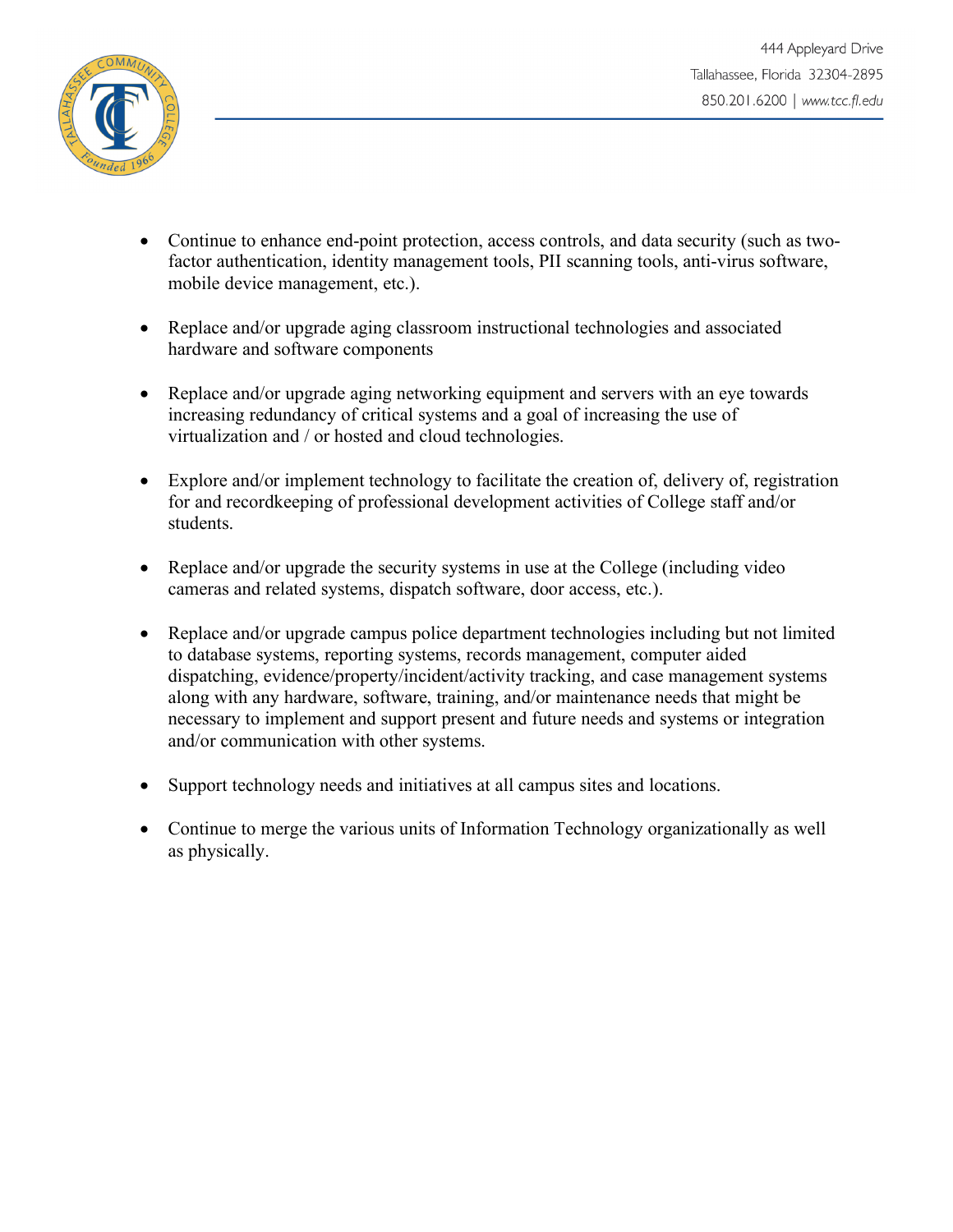- Continue to enhance end-point protection, access controls, and data security (such as two-factor authentication, identity management tools, PII scanning tools, anti-virus software, mobile device management, etc.).

- Replace and/or upgrade aging classroom instructional technologies and associated hardware and software components

- Replace and/or upgrade aging networking equipment and servers with an eye towards increasing redundancy of critical systems and a goal of increasing the use of virtualization and / or hosted and cloud technologies.

- Explore and/or implement technology to facilitate the creation of, delivery of, registration for and recordkeeping of professional development activities of College staff and/or students.

- Replace and/or upgrade the security systems in use at the College (including video cameras and related systems, dispatch software, door access, etc.).

- Replace and/or upgrade campus police department technologies including but not limited to database systems, reporting systems, records management, computer aided dispatching, evidence/property/incident/activity tracking, and case management systems along with any hardware, software, training, and/or maintenance needs that might be necessary to implement and support present and future needs and systems or integration and/or communication with other systems.

- Support technology needs and initiatives at all campus sites and locations.

- Continue to merge the various units of Information Technology organizationally as well as physically.